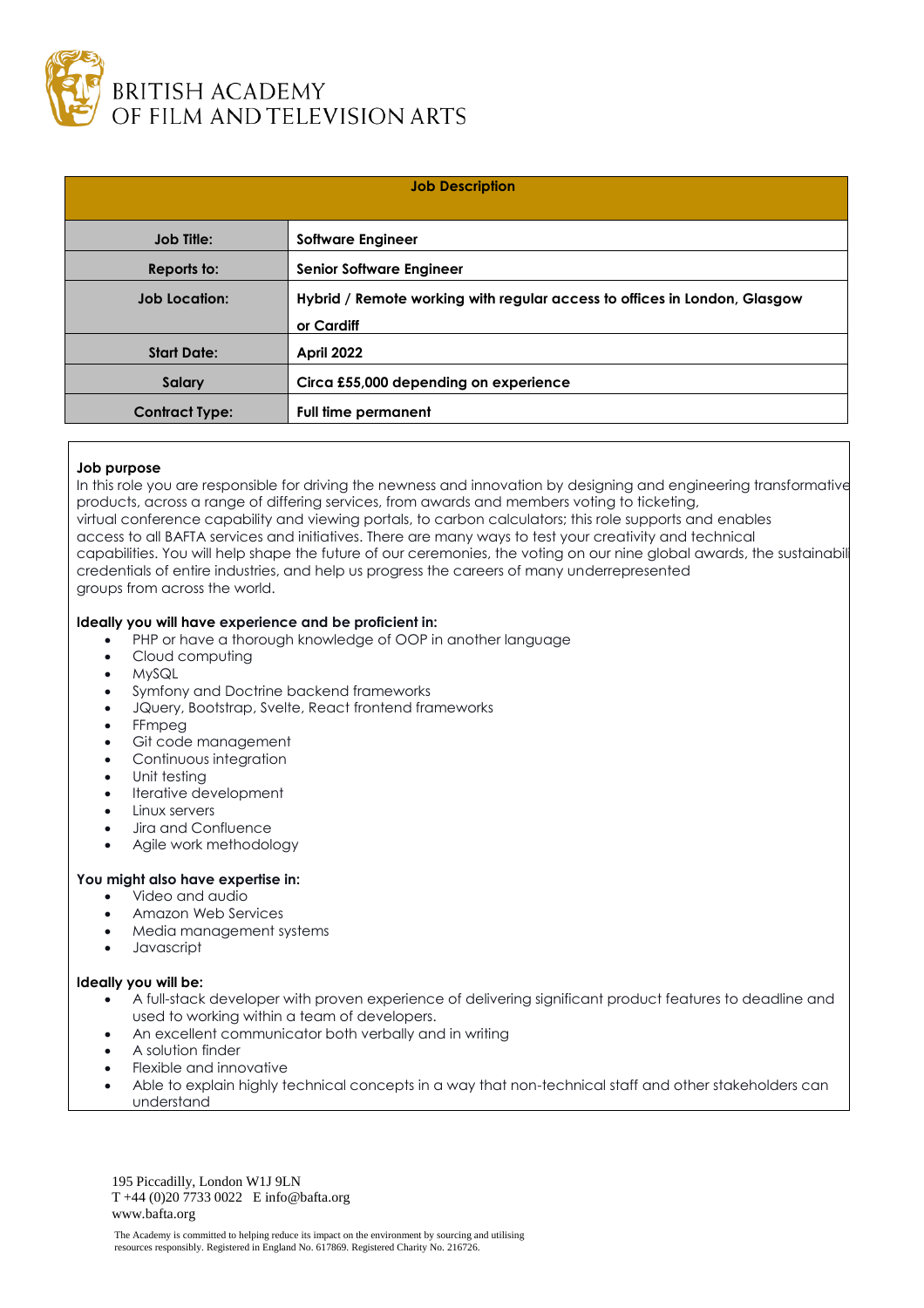BRITISH ACADEMY
OF FILM AND TELEVISION ARTS

| Job Description | |
|---|---|
| **Job Title:** | **Software Engineer** |
| **Reports to:** | **Senior Software Engineer** |
| **Job Location:** | **Hybrid / Remote working with regular access to offices in London, Glasgow or Cardiff** |
| **Start Date:** | **April 2022** |
| **Salary** | **Circa £55,000 depending on experience** |
| **Contract Type:** | **Full time permanent** |

**Job purpose**

In this role you are responsible for driving the newness and innovation by designing and engineering transformative products, across a range of differing services, from awards and members voting to ticketing, virtual conference capability and viewing portals, to carbon calculators; this role supports and enables access to all BAFTA services and initiatives. There are many ways to test your creativity and technical capabilities. You will help shape the future of our ceremonies, the voting on our nine global awards, the sustainability credentials of entire industries, and help us progress the careers of many underrepresented groups from across the world.

**Ideally you will have experience and be proficient in:**

- PHP or have a thorough knowledge of OOP in another language
- Cloud computing
- MySQL
- Symfony and Doctrine backend frameworks
- JQuery, Bootstrap, Svelte, React frontend frameworks
- FFmpeg
- Git code management
- Continuous integration
- Unit testing
- Iterative development
- Linux servers
- Jira and Confluence
- Agile work methodology

**You might also have expertise in:**

- Video and audio
- Amazon Web Services
- Media management systems
- Javascript

**Ideally you will be:**

- A full-stack developer with proven experience of delivering significant product features to deadline and used to working within a team of developers.
- An excellent communicator both verbally and in writing
- A solution finder
- Flexible and innovative
- Able to explain highly technical concepts in a way that non-technical staff and other stakeholders can understand

195 Piccadilly, London W1J 9LN
T +44 (0)20 7733 0022 E info@bafta.org
www.bafta.org

The Academy is committed to helping reduce its impact on the environment by sourcing and utilising resources responsibly. Registered in England No. 617869. Registered Charity No. 216726.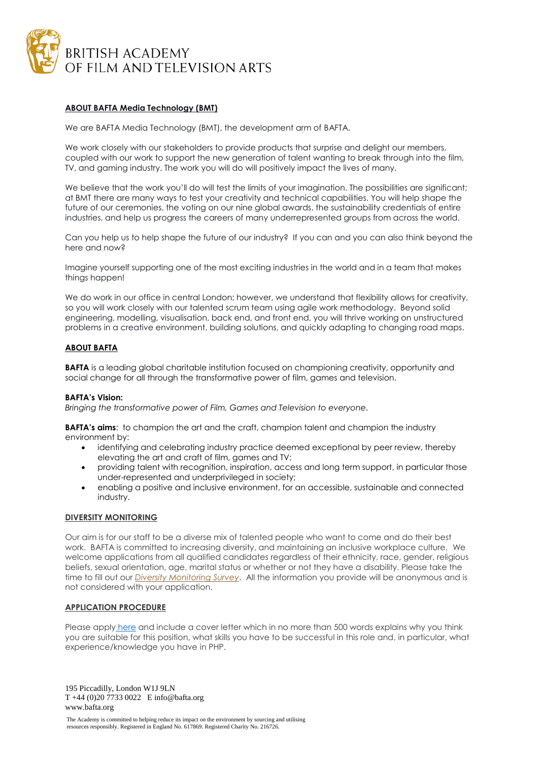BRITISH ACADEMY
OF FILM AND TELEVISION ARTS

## ABOUT BAFTA Media Technology (BMT)

We are BAFTA Media Technology (BMT), the development arm of BAFTA.

We work closely with our stakeholders to provide products that surprise and delight our members, coupled with our work to support the new generation of talent wanting to break through into the film, TV, and gaming industry. The work you will do will positively impact the lives of many.

We believe that the work you'll do will test the limits of your imagination. The possibilities are significant; at BMT there are many ways to test your creativity and technical capabilities. You will help shape the future of our ceremonies, the voting on our nine global awards, the sustainability credentials of entire industries, and help us progress the careers of many underrepresented groups from across the world.

Can you help us to help shape the future of our industry? If you can and you can also think beyond the here and now?

Imagine yourself supporting one of the most exciting industries in the world and in a team that makes things happen!

We do work in our office in central London; however, we understand that flexibility allows for creativity, so you will work closely with our talented scrum team using agile work methodology. Beyond solid engineering, modelling, visualisation, back end, and front end, you will thrive working on unstructured problems in a creative environment, building solutions, and quickly adapting to changing road maps.

## ABOUT BAFTA

**BAFTA** is a leading global charitable institution focused on championing creativity, opportunity and social change for all through the transformative power of film, games and television.

**BAFTA's Vision:**
*Bringing the transformative power of Film, Games and Television to everyone.*

**BAFTA's aims**: to champion the art and the craft, champion talent and champion the industry environment by:

- identifying and celebrating industry practice deemed exceptional by peer review, thereby elevating the art and craft of film, games and TV;
- providing talent with recognition, inspiration, access and long term support, in particular those under-represented and underprivileged in society;
- enabling a positive and inclusive environment, for an accessible, sustainable and connected industry.

## DIVERSITY MONITORING

Our aim is for our staff to be a diverse mix of talented people who want to come and do their best work. BAFTA is committed to increasing diversity, and maintaining an inclusive workplace culture. We welcome applications from all qualified candidates regardless of their ethnicity, race, gender, religious beliefs, sexual orientation, age, marital status or whether or not they have a disability. Please take the time to fill out our *Diversity Monitoring Survey*. All the information you provide will be anonymous and is not considered with your application.

## APPLICATION PROCEDURE

Please apply here and include a cover letter which in no more than 500 words explains why you think you are suitable for this position, what skills you have to be successful in this role and, in particular, what experience/knowledge you have in PHP.

195 Piccadilly, London W1J 9LN
T +44 (0)20 7733 0022 E info@bafta.org
www.bafta.org

The Academy is committed to helping reduce its impact on the environment by sourcing and utilising resources responsibly. Registered in England No. 617869. Registered Charity No. 216726.